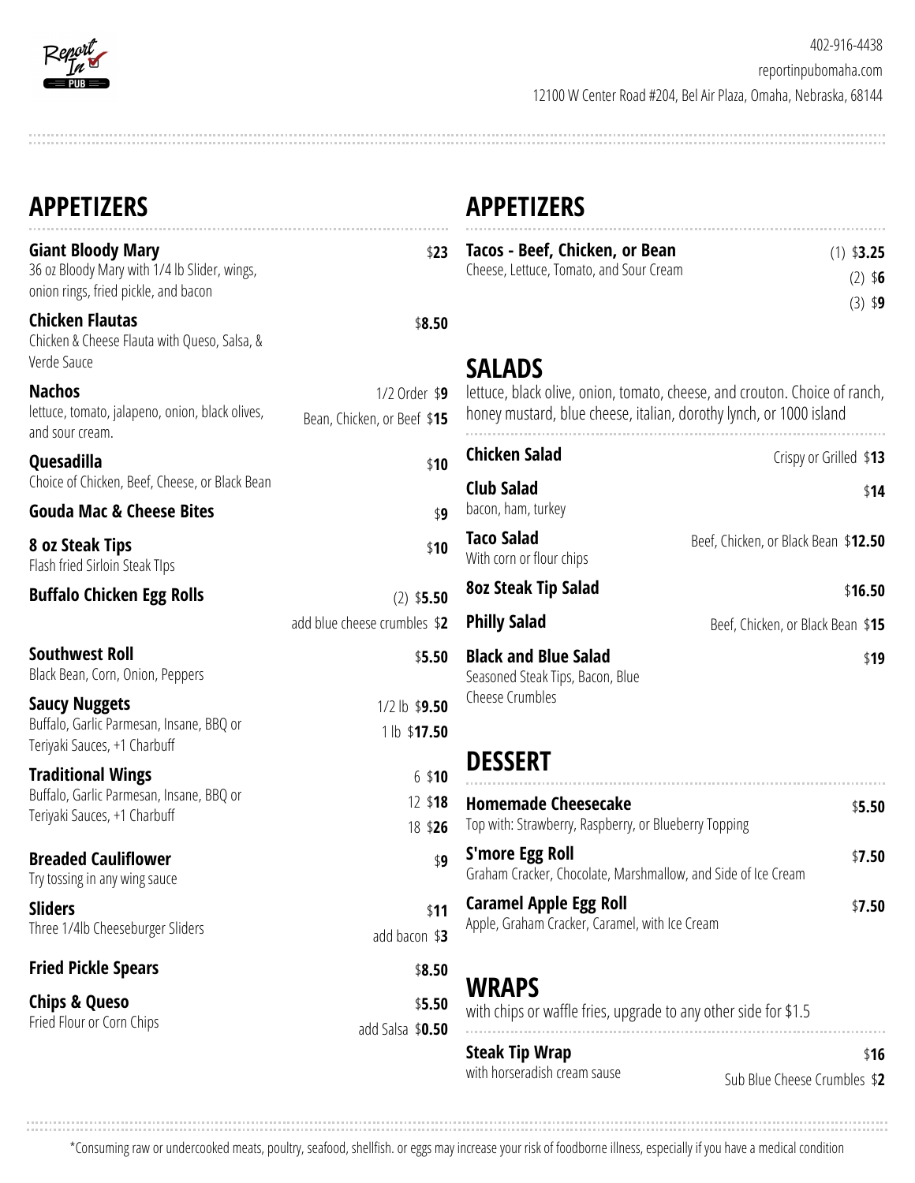Report In PUB

402-916-4438

reportinpubomaha.com

12100 W Center Road #204, Bel Air Plaza, Omaha, Nebraska, 68144

## APPETIZERS

**Giant Bloody Mary** — $**23**
36 oz Bloody Mary with 1/4 lb Slider, wings, onion rings, fried pickle, and bacon

**Chicken Flautas** — $**8.50**
Chicken & Cheese Flauta with Queso, Salsa, & Verde Sauce

**Nachos** — 1/2 Order $**9** / Bean, Chicken, or Beef $**15**
lettuce, tomato, jalapeno, onion, black olives, and sour cream.

**Quesadilla** — $**10**
Choice of Chicken, Beef, Cheese, or Black Bean

**Gouda Mac & Cheese Bites** — $**9**

**8 oz Steak Tips** — $**10**
Flash fried Sirloin Steak TIps

**Buffalo Chicken Egg Rolls** — (2) $**5.50**
add blue cheese crumbles $**2**

**Southwest Roll** — $**5.50**
Black Bean, Corn, Onion, Peppers

**Saucy Nuggets** — 1/2 lb $**9.50** / 1 lb $**17.50**
Buffalo, Garlic Parmesan, Insane, BBQ or Teriyaki Sauces, +1 Charbuff

**Traditional Wings** — 6 $**10** / 12 $**18** / 18 $**26**
Buffalo, Garlic Parmesan, Insane, BBQ or Teriyaki Sauces, +1 Charbuff

**Breaded Cauliflower** — $**9**
Try tossing in any wing sauce

**Sliders** — $**11**
Three 1/4lb Cheeseburger Sliders
add bacon $**3**

**Fried Pickle Spears** — $**8.50**

**Chips & Queso** — $**5.50**
Fried Flour or Corn Chips
add Salsa $**0.50**

## APPETIZERS

**Tacos - Beef, Chicken, or Bean** — (1) $**3.25** / (2) $**6** / (3) $**9**
Cheese, Lettuce, Tomato, and Sour Cream

## SALADS

lettuce, black olive, onion, tomato, cheese, and crouton. Choice of ranch, honey mustard, blue cheese, italian, dorothy lynch, or 1000 island

**Chicken Salad** — Crispy or Grilled $**13**

**Club Salad** — $**14**
bacon, ham, turkey

**Taco Salad** — Beef, Chicken, or Black Bean $**12.50**
With corn or flour chips

**8oz Steak Tip Salad** — $**16.50**

**Philly Salad** — Beef, Chicken, or Black Bean $**15**

**Black and Blue Salad** — $**19**
Seasoned Steak Tips, Bacon, Blue Cheese Crumbles

## DESSERT

**Homemade Cheesecake** — $**5.50**
Top with: Strawberry, Raspberry, or Blueberry Topping

**S'more Egg Roll** — $**7.50**
Graham Cracker, Chocolate, Marshmallow, and Side of Ice Cream

**Caramel Apple Egg Roll** — $**7.50**
Apple, Graham Cracker, Caramel, with Ice Cream

## WRAPS

with chips or waffle fries, upgrade to any other side for $1.5

**Steak Tip Wrap** — $**16**
with horseradish cream sause
Sub Blue Cheese Crumbles $**2**

*Consuming raw or undercooked meats, poultry, seafood, shellfish. or eggs may increase your risk of foodborne illness, especially if you have a medical condition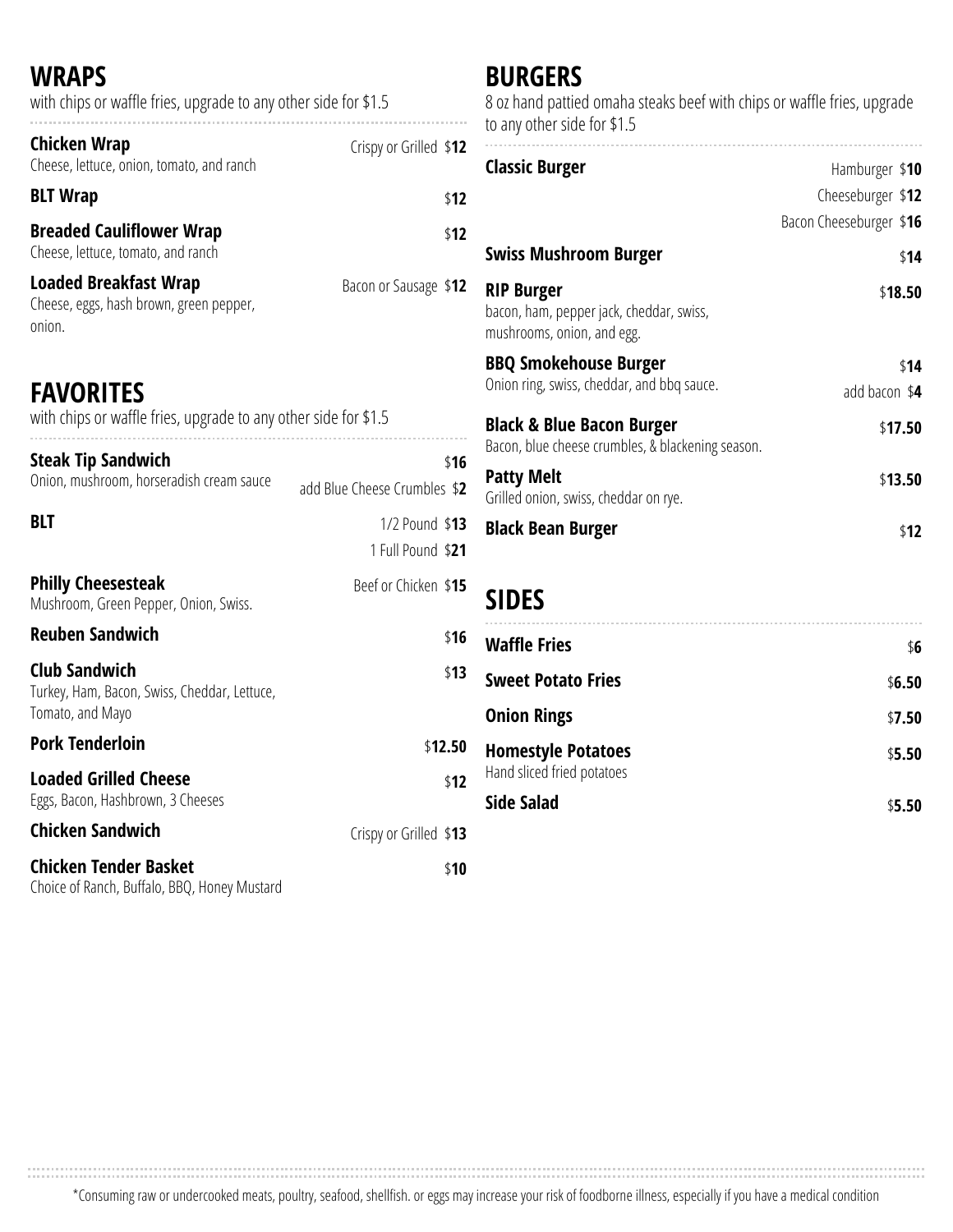## WRAPS

with chips or waffle fries, upgrade to any other side for $1.5

**Chicken Wrap** — Crispy or Grilled $**12**
Cheese, lettuce, onion, tomato, and ranch

**BLT Wrap** — $**12**

**Breaded Cauliflower Wrap** — $**12**
Cheese, lettuce, tomato, and ranch

**Loaded Breakfast Wrap** — Bacon or Sausage $**12**
Cheese, eggs, hash brown, green pepper, onion.

## FAVORITES

with chips or waffle fries, upgrade to any other side for $1.5

**Steak Tip Sandwich** — $**16**
Onion, mushroom, horseradish cream sauce
add Blue Cheese Crumbles $**2**

**BLT** — 1/2 Pound $**13**
1 Full Pound $**21**

**Philly Cheesesteak** — Beef or Chicken $**15**
Mushroom, Green Pepper, Onion, Swiss.

**Reuben Sandwich** — $**16**

**Club Sandwich** — $**13**
Turkey, Ham, Bacon, Swiss, Cheddar, Lettuce, Tomato, and Mayo

**Pork Tenderloin** — $**12.50**

**Loaded Grilled Cheese** — $**12**
Eggs, Bacon, Hashbrown, 3 Cheeses

**Chicken Sandwich** — Crispy or Grilled $**13**

**Chicken Tender Basket** — $**10**
Choice of Ranch, Buffalo, BBQ, Honey Mustard

## BURGERS

8 oz hand pattied omaha steaks beef with chips or waffle fries, upgrade to any other side for $1.5

**Classic Burger** — Hamburger $**10**
Cheeseburger $**12**
Bacon Cheeseburger $**16**

**Swiss Mushroom Burger** — $**14**

**RIP Burger** — $**18.50**
bacon, ham, pepper jack, cheddar, swiss, mushrooms, onion, and egg.

**BBQ Smokehouse Burger** — $**14**
Onion ring, swiss, cheddar, and bbq sauce.
add bacon $**4**

**Black & Blue Bacon Burger** — $**17.50**
Bacon, blue cheese crumbles, & blackening season.

**Patty Melt** — $**13.50**
Grilled onion, swiss, cheddar on rye.

**Black Bean Burger** — $**12**

## SIDES

**Waffle Fries** — $**6**

**Sweet Potato Fries** — $**6.50**

**Onion Rings** — $**7.50**

**Homestyle Potatoes** — $**5.50**
Hand sliced fried potatoes

**Side Salad** — $**5.50**

*Consuming raw or undercooked meats, poultry, seafood, shellfish. or eggs may increase your risk of foodborne illness, especially if you have a medical condition